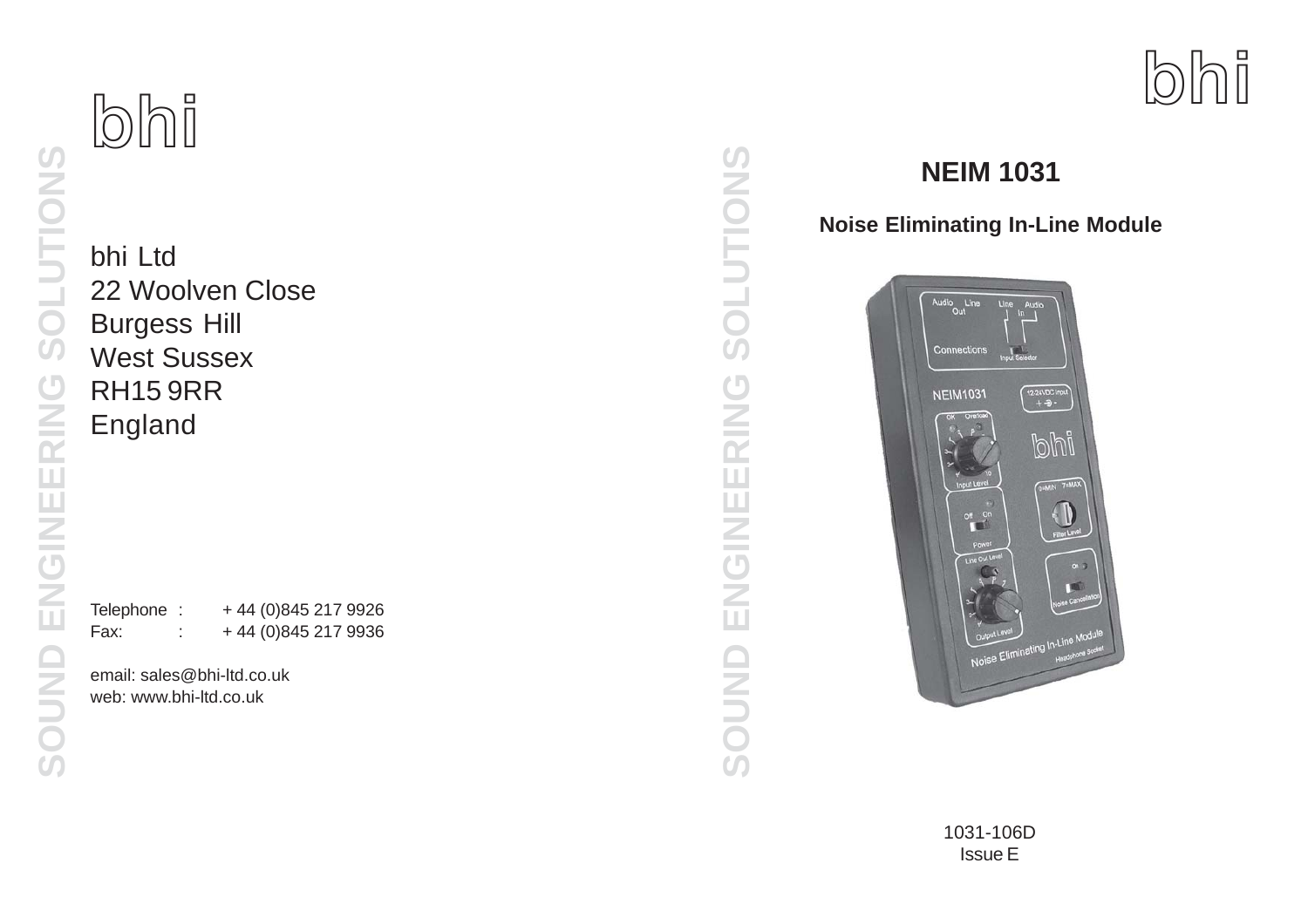bhi

SOUND ENGINEERING SOLUTIONS

bhi Ltd
22 Woolven Close
Burgess Hill
West Sussex
RH15 9RR
England

Telephone : + 44 (0)845 217 9926
Fax: : + 44 (0)845 217 9936

email: sales@bhi-ltd.co.uk
web: www.bhi-ltd.co.uk

SOUND ENGINEERING SOLUTIONS

bhi

# NEIM 1031

## Noise Eliminating In-Line Module

1031-106D
Issue E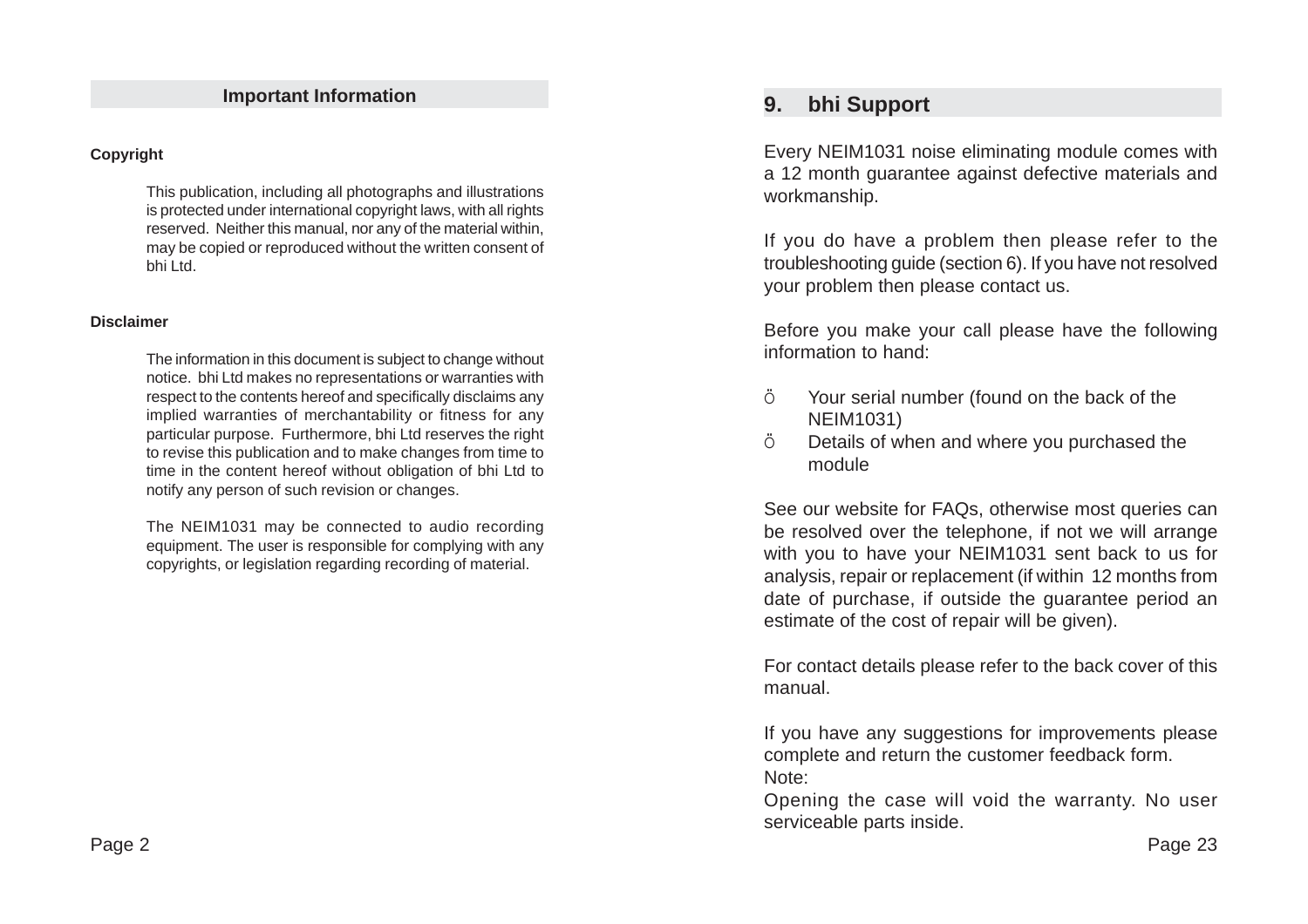## Important Information

**Copyright**

This publication, including all photographs and illustrations is protected under international copyright laws, with all rights reserved. Neither this manual, nor any of the material within, may be copied or reproduced without the written consent of bhi Ltd.

**Disclaimer**

The information in this document is subject to change without notice. bhi Ltd makes no representations or warranties with respect to the contents hereof and specifically disclaims any implied warranties of merchantability or fitness for any particular purpose. Furthermore, bhi Ltd reserves the right to revise this publication and to make changes from time to time in the content hereof without obligation of bhi Ltd to notify any person of such revision or changes.

The NEIM1031 may be connected to audio recording equipment. The user is responsible for complying with any copyrights, or legislation regarding recording of material.

## 9. bhi Support

Every NEIM1031 noise eliminating module comes with a 12 month guarantee against defective materials and workmanship.

If you do have a problem then please refer to the troubleshooting guide (section 6). If you have not resolved your problem then please contact us.

Before you make your call please have the following information to hand:

- Your serial number (found on the back of the NEIM1031)
- Details of when and where you purchased the module

See our website for FAQs, otherwise most queries can be resolved over the telephone, if not we will arrange with you to have your NEIM1031 sent back to us for analysis, repair or replacement (if within 12 months from date of purchase, if outside the guarantee period an estimate of the cost of repair will be given).

For contact details please refer to the back cover of this manual.

If you have any suggestions for improvements please complete and return the customer feedback form.

Note:
Opening the case will void the warranty. No user serviceable parts inside.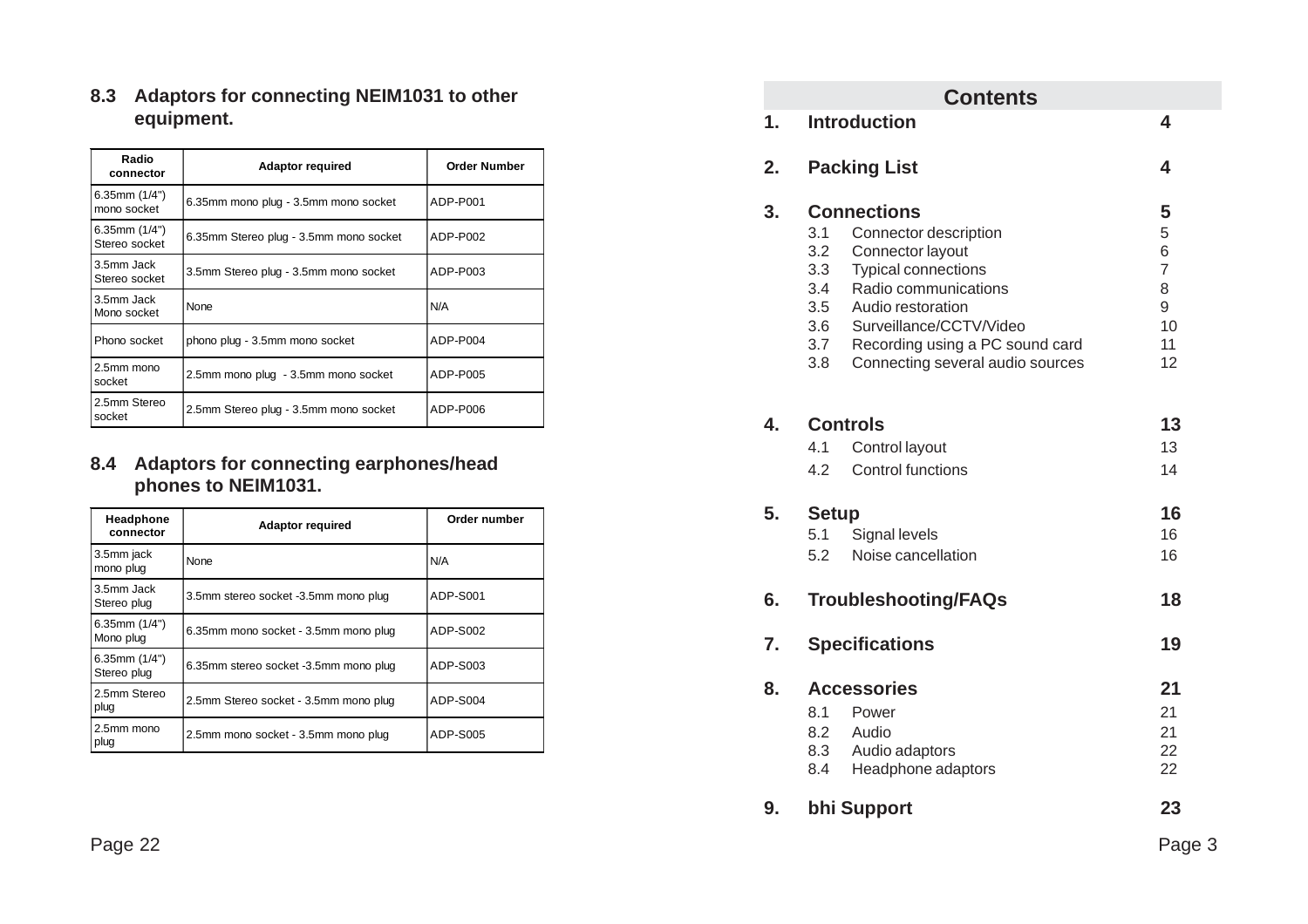### 8.3 Adaptors for connecting NEIM1031 to other equipment.

| Radio connector | Adaptor required | Order Number |
|---|---|---|
| 6.35mm (1/4") mono socket | 6.35mm mono plug - 3.5mm mono socket | ADP-P001 |
| 6.35mm (1/4") Stereo socket | 6.35mm Stereo plug - 3.5mm mono socket | ADP-P002 |
| 3.5mm Jack Stereo socket | 3.5mm Stereo plug - 3.5mm mono socket | ADP-P003 |
| 3.5mm Jack Mono socket | None | N/A |
| Phono socket | phono plug - 3.5mm mono socket | ADP-P004 |
| 2.5mm mono socket | 2.5mm mono plug - 3.5mm mono socket | ADP-P005 |
| 2.5mm Stereo socket | 2.5mm Stereo plug - 3.5mm mono socket | ADP-P006 |

### 8.4 Adaptors for connecting earphones/head phones to NEIM1031.

| Headphone connector | Adaptor required | Order number |
|---|---|---|
| 3.5mm jack mono plug | None | N/A |
| 3.5mm Jack Stereo plug | 3.5mm stereo socket -3.5mm mono plug | ADP-S001 |
| 6.35mm (1/4") Mono plug | 6.35mm mono socket - 3.5mm mono plug | ADP-S002 |
| 6.35mm (1/4") Stereo plug | 6.35mm stereo socket -3.5mm mono plug | ADP-S003 |
| 2.5mm Stereo plug | 2.5mm Stereo socket - 3.5mm mono plug | ADP-S004 |
| 2.5mm mono plug | 2.5mm mono socket - 3.5mm mono plug | ADP-S005 |

## Contents

| | | | |
|---|---|---|---|
| **1.** | **Introduction** | | **4** |
| **2.** | **Packing List** | | **4** |
| **3.** | **Connections** | | **5** |
| | 3.1 | Connector description | 5 |
| | 3.2 | Connector layout | 6 |
| | 3.3 | Typical connections | 7 |
| | 3.4 | Radio communications | 8 |
| | 3.5 | Audio restoration | 9 |
| | 3.6 | Surveillance/CCTV/Video | 10 |
| | 3.7 | Recording using a PC sound card | 11 |
| | 3.8 | Connecting several audio sources | 12 |
| **4.** | **Controls** | | **13** |
| | 4.1 | Control layout | 13 |
| | 4.2 | Control functions | 14 |
| **5.** | **Setup** | | **16** |
| | 5.1 | Signal levels | 16 |
| | 5.2 | Noise cancellation | 16 |
| **6.** | **Troubleshooting/FAQs** | | **18** |
| **7.** | **Specifications** | | **19** |
| **8.** | **Accessories** | | **21** |
| | 8.1 | Power | 21 |
| | 8.2 | Audio | 21 |
| | 8.3 | Audio adaptors | 22 |
| | 8.4 | Headphone adaptors | 22 |
| **9.** | **bhi Support** | | **23** |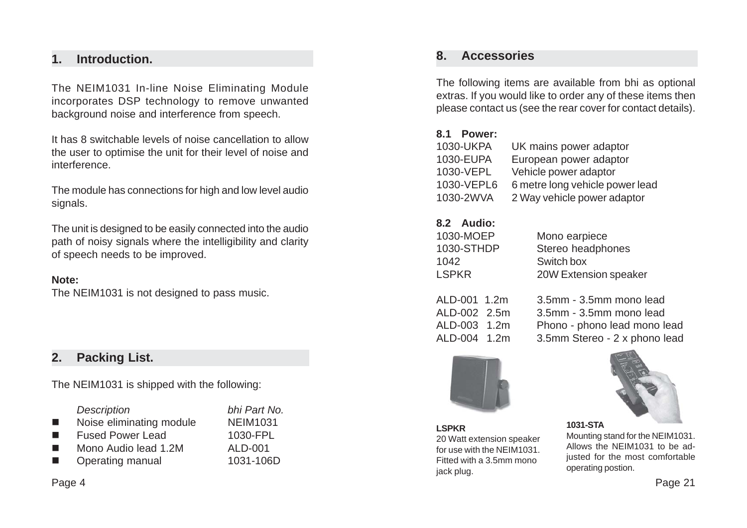## 1. Introduction.

The NEIM1031 In-line Noise Eliminating Module incorporates DSP technology to remove unwanted background noise and interference from speech.

It has 8 switchable levels of noise cancellation to allow the user to optimise the unit for their level of noise and interference.

The module has connections for high and low level audio signals.

The unit is designed to be easily connected into the audio path of noisy signals where the intelligibility and clarity of speech needs to be improved.

**Note:**
The NEIM1031 is not designed to pass music.

## 2. Packing List.

The NEIM1031 is shipped with the following:

| *Description* | *bhi Part No.* |
|---|---|
| Noise eliminating module | NEIM1031 |
| Fused Power Lead | 1030-FPL |
| Mono Audio lead 1.2M | ALD-001 |
| Operating manual | 1031-106D |

## 8. Accessories

The following items are available from bhi as optional extras. If you would like to order any of these items then please contact us (see the rear cover for contact details).

### 8.1 Power:

| | |
|---|---|
| 1030-UKPA | UK mains power adaptor |
| 1030-EUPA | European power adaptor |
| 1030-VEPL | Vehicle power adaptor |
| 1030-VEPL6 | 6 metre long vehicle power lead |
| 1030-2WVA | 2 Way vehicle power adaptor |

### 8.2 Audio:

| | |
|---|---|
| 1030-MOEP | Mono earpiece |
| 1030-STHDP | Stereo headphones |
| 1042 | Switch box |
| LSPKR | 20W Extension speaker |
| ALD-001 1.2m | 3.5mm - 3.5mm mono lead |
| ALD-002 2.5m | 3.5mm - 3.5mm mono lead |
| ALD-003 1.2m | Phono - phono lead mono lead |
| ALD-004 1.2m | 3.5mm Stereo - 2 x phono lead |

**LSPKR**
20 Watt extension speaker for use with the NEIM1031. Fitted with a 3.5mm mono jack plug.

**1031-STA**
Mounting stand for the NEIM1031. Allows the NEIM1031 to be adjusted for the most comfortable operating postion.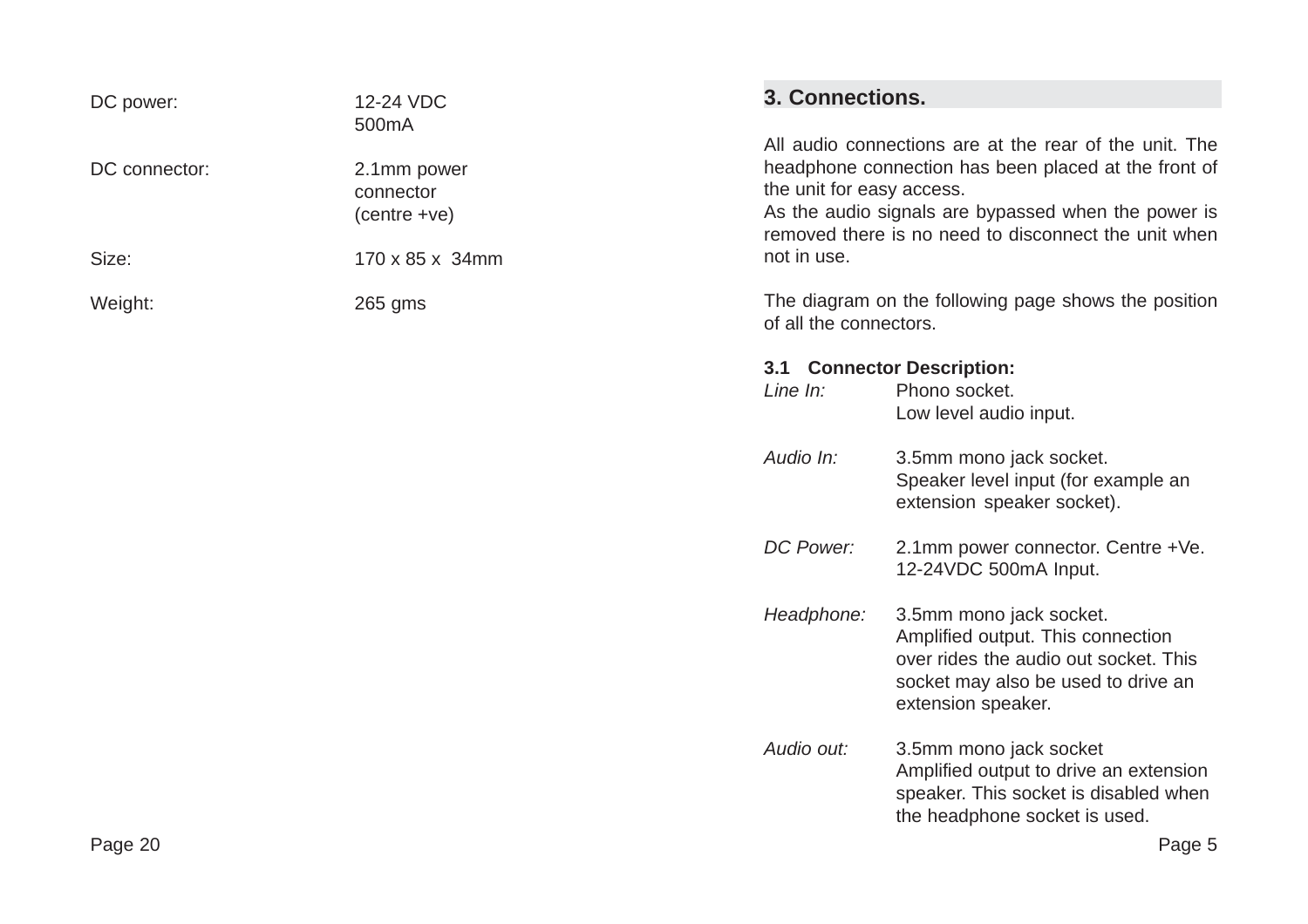| | |
|---|---|
| DC power: | 12-24 VDC 500mA |
| DC connector: | 2.1mm power connector (centre +ve) |
| Size: | 170 x 85 x 34mm |
| Weight: | 265 gms |

## 3. Connections.

All audio connections are at the rear of the unit. The headphone connection has been placed at the front of the unit for easy access.
As the audio signals are bypassed when the power is removed there is no need to disconnect the unit when not in use.

The diagram on the following page shows the position of all the connectors.

### 3.1 Connector Description:

*Line In:* Phono socket.
Low level audio input.

*Audio In:* 3.5mm mono jack socket.
Speaker level input (for example an extension speaker socket).

*DC Power:* 2.1mm power connector. Centre +Ve.
12-24VDC 500mA Input.

*Headphone:* 3.5mm mono jack socket.
Amplified output. This connection over rides the audio out socket. This socket may also be used to drive an extension speaker.

*Audio out:* 3.5mm mono jack socket
Amplified output to drive an extension speaker. This socket is disabled when the headphone socket is used.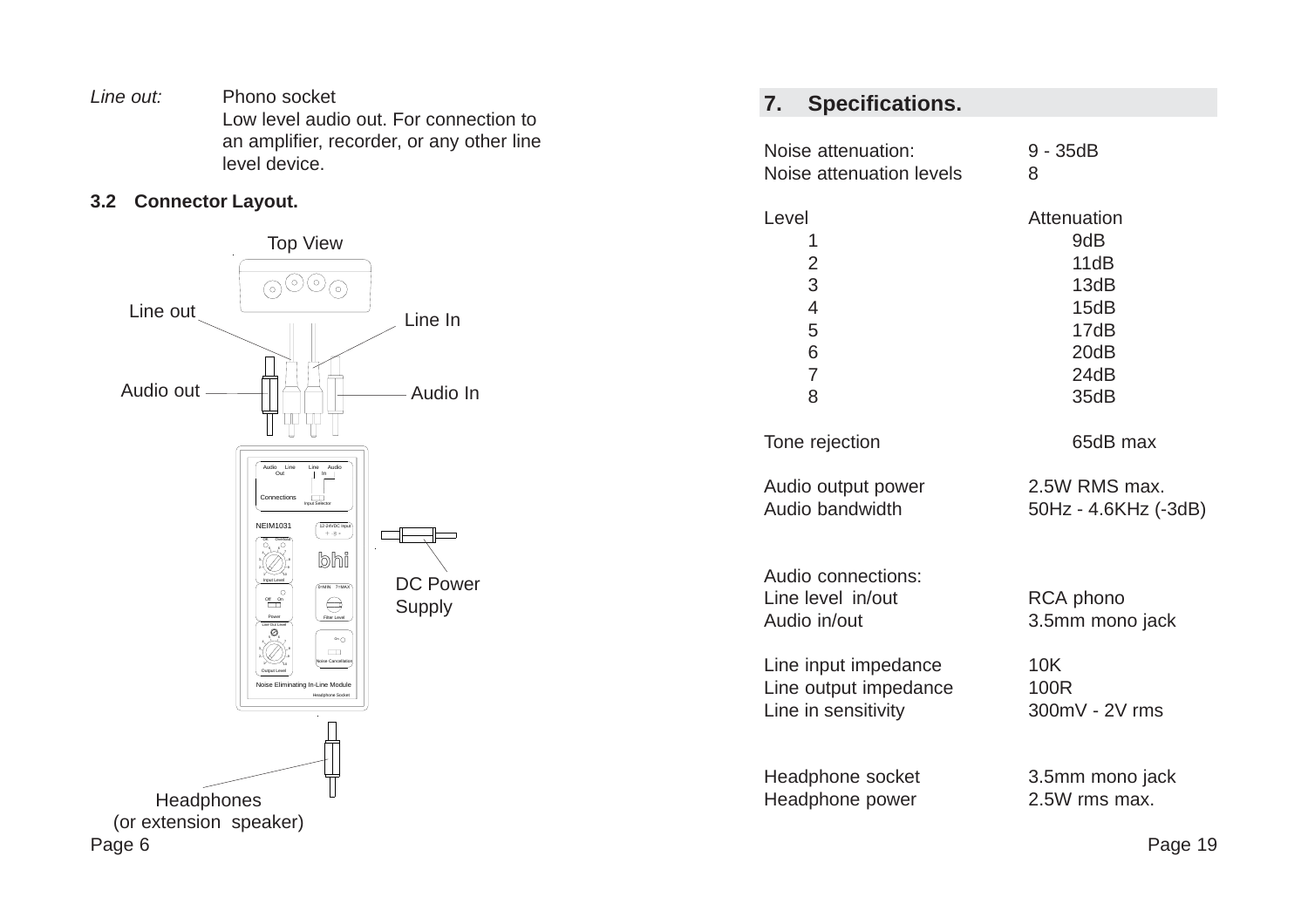*Line out:* Phono socket
Low level audio out. For connection to an amplifier, recorder, or any other line level device.

### 3.2 Connector Layout.

Top View

Line out

Line In

Audio out

Audio In

DC Power Supply

Headphones
(or extension speaker)

## 7. Specifications.

| | |
|---|---|
| Noise attenuation: | 9 - 35dB |
| Noise attenuation levels | 8 |

| Level | Attenuation |
|---|---|
| 1 | 9dB |
| 2 | 11dB |
| 3 | 13dB |
| 4 | 15dB |
| 5 | 17dB |
| 6 | 20dB |
| 7 | 24dB |
| 8 | 35dB |

| | |
|---|---|
| Tone rejection | 65dB max |
| Audio output power | 2.5W RMS max. |
| Audio bandwidth | 50Hz - 4.6KHz (-3dB) |

Audio connections:

| | |
|---|---|
| Line level in/out | RCA phono |
| Audio in/out | 3.5mm mono jack |
| Line input impedance | 10K |
| Line output impedance | 100R |
| Line in sensitivity | 300mV - 2V rms |
| Headphone socket | 3.5mm mono jack |
| Headphone power | 2.5W rms max. |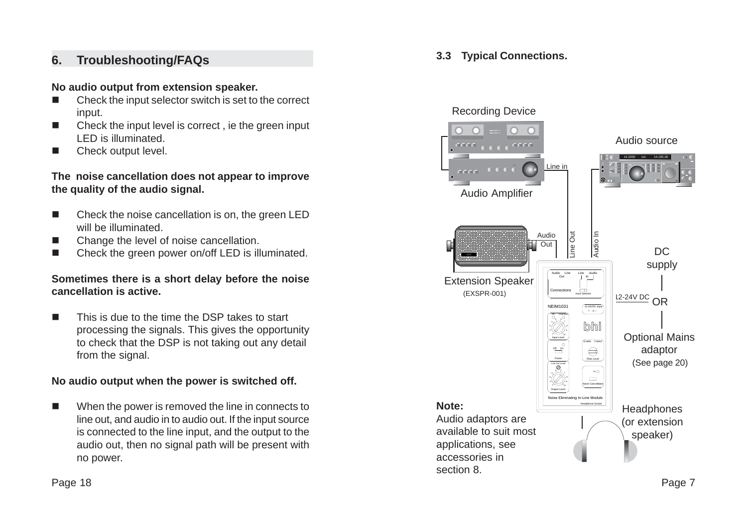## 6. Troubleshooting/FAQs

**No audio output from extension speaker.**

- Check the input selector switch is set to the correct input.
- Check the input level is correct , ie the green input LED is illuminated.
- Check output level.

**The noise cancellation does not appear to improve the quality of the audio signal.**

- Check the noise cancellation is on, the green LED will be illuminated.
- Change the level of noise cancellation.
- Check the green power on/off LED is illuminated.

**Sometimes there is a short delay before the noise cancellation is active.**

- This is due to the time the DSP takes to start processing the signals. This gives the opportunity to check that the DSP is not taking out any detail from the signal.

**No audio output when the power is switched off.**

- When the power is removed the line in connects to line out, and audio in to audio out. If the input source is connected to the line input, and the output to the audio out, then no signal path will be present with no power.

### 3.3 Typical Connections.

Recording Device

Audio source

Line in

Audio Amplifier

Audio Out

Line Out

Audio In

DC supply

Extension Speaker (EXSPR-001)

12-24V DC

OR

Optional Mains adaptor (See page 20)

Noise Eliminating In-Line Module

Headphones (or extension speaker)

**Note:**
Audio adaptors are available to suit most applications, see accessories in section 8.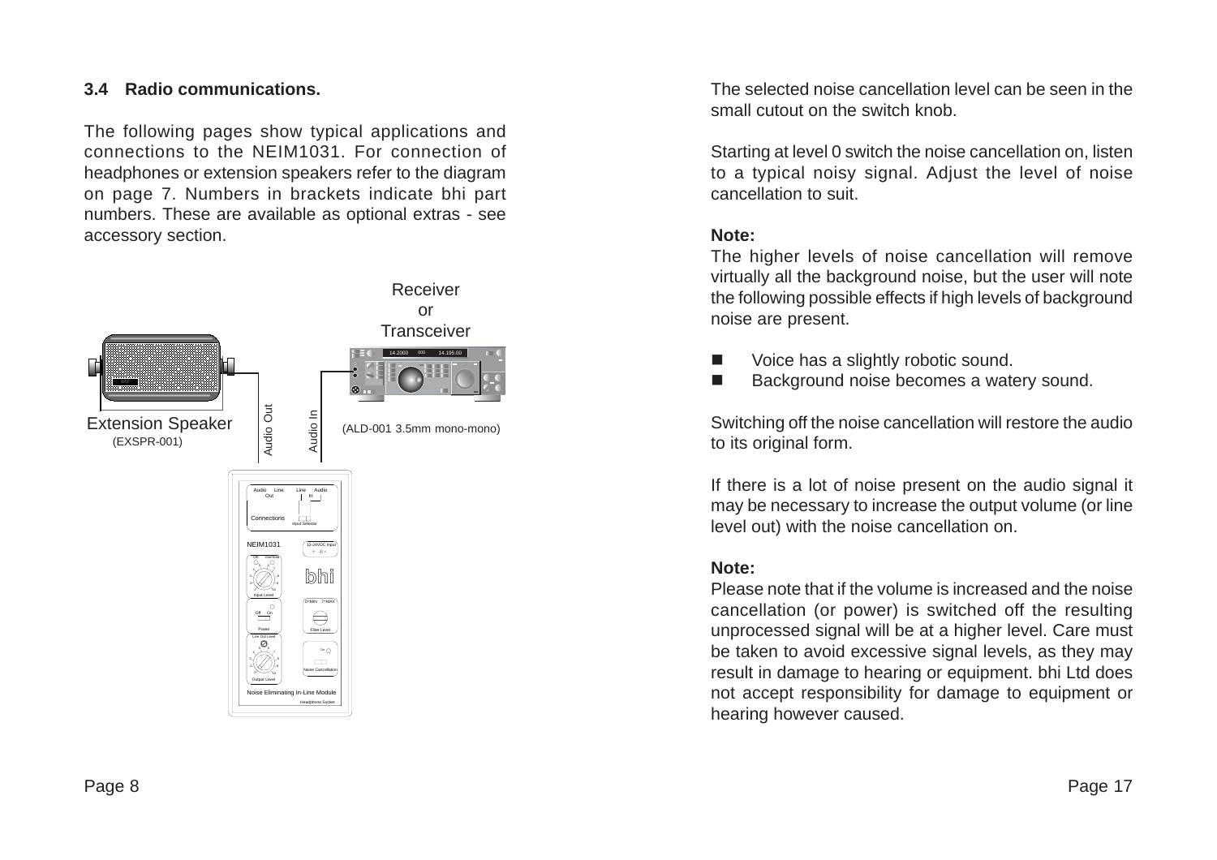### 3.4 Radio communications.

The following pages show typical applications and connections to the NEIM1031. For connection of headphones or extension speakers refer to the diagram on page 7. Numbers in brackets indicate bhi part numbers. These are available as optional extras - see accessory section.

Receiver or Transceiver

Extension Speaker (EXSPR-001)

Audio Out

Audio In

(ALD-001 3.5mm mono-mono)

The selected noise cancellation level can be seen in the small cutout on the switch knob.

Starting at level 0 switch the noise cancellation on, listen to a typical noisy signal. Adjust the level of noise cancellation to suit.

**Note:**
The higher levels of noise cancellation will remove virtually all the background noise, but the user will note the following possible effects if high levels of background noise are present.

- Voice has a slightly robotic sound.
- Background noise becomes a watery sound.

Switching off the noise cancellation will restore the audio to its original form.

If there is a lot of noise present on the audio signal it may be necessary to increase the output volume (or line level out) with the noise cancellation on.

**Note:**
Please note that if the volume is increased and the noise cancellation (or power) is switched off the resulting unprocessed signal will be at a higher level. Care must be taken to avoid excessive signal levels, as they may result in damage to hearing or equipment. bhi Ltd does not accept responsibility for damage to equipment or hearing however caused.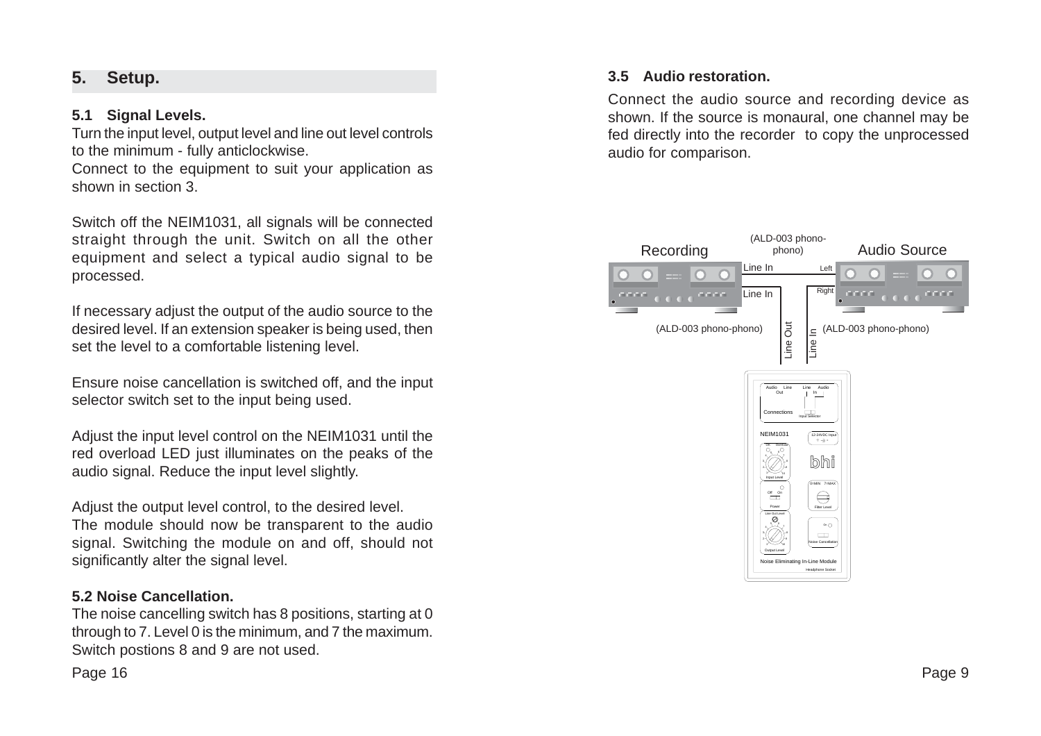## 5. Setup.

### 5.1 Signal Levels.

Turn the input level, output level and line out level controls to the minimum - fully anticlockwise.

Connect to the equipment to suit your application as shown in section 3.

Switch off the NEIM1031, all signals will be connected straight through the unit. Switch on all the other equipment and select a typical audio signal to be processed.

If necessary adjust the output of the audio source to the desired level. If an extension speaker is being used, then set the level to a comfortable listening level.

Ensure noise cancellation is switched off, and the input selector switch set to the input being used.

Adjust the input level control on the NEIM1031 until the red overload LED just illuminates on the peaks of the audio signal. Reduce the input level slightly.

Adjust the output level control, to the desired level.

The module should now be transparent to the audio signal. Switching the module on and off, should not significantly alter the signal level.

### 5.2 Noise Cancellation.

The noise cancelling switch has 8 positions, starting at 0 through to 7. Level 0 is the minimum, and 7 the maximum. Switch postions 8 and 9 are not used.

### 3.5 Audio restoration.

Connect the audio source and recording device as shown. If the source is monaural, one channel may be fed directly into the recorder to copy the unprocessed audio for comparison.

Recording — (ALD-003 phono-phono) — Audio Source

Line In — Left

Line In — Right

(ALD-003 phono-phono) — Line Out — Line In — (ALD-003 phono-phono)

NEIM1031 Noise Eliminating In-Line Module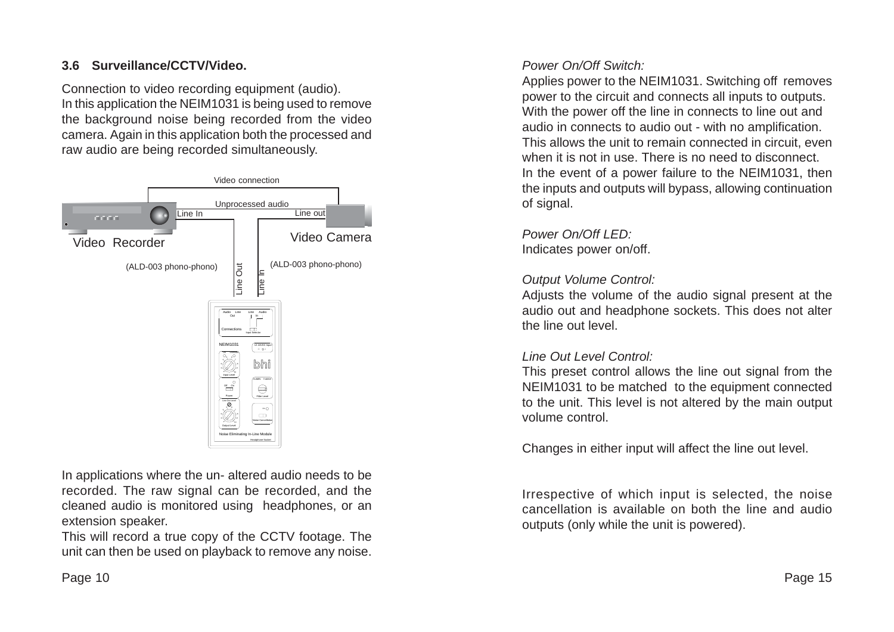### 3.6 Surveillance/CCTV/Video.

Connection to video recording equipment (audio).
In this application the NEIM1031 is being used to remove the background noise being recorded from the video camera. Again in this application both the processed and raw audio are being recorded simultaneously.

In applications where the un- altered audio needs to be recorded. The raw signal can be recorded, and the cleaned audio is monitored using headphones, or an extension speaker.
This will record a true copy of the CCTV footage. The unit can then be used on playback to remove any noise.

*Power On/Off Switch:*
Applies power to the NEIM1031. Switching off removes power to the circuit and connects all inputs to outputs. With the power off the line in connects to line out and audio in connects to audio out - with no amplification. This allows the unit to remain connected in circuit, even when it is not in use. There is no need to disconnect. In the event of a power failure to the NEIM1031, then the inputs and outputs will bypass, allowing continuation of signal.

*Power On/Off LED:*
Indicates power on/off.

*Output Volume Control:*
Adjusts the volume of the audio signal present at the audio out and headphone sockets. This does not alter the line out level.

*Line Out Level Control:*
This preset control allows the line out signal from the NEIM1031 to be matched to the equipment connected to the unit. This level is not altered by the main output volume control.

Changes in either input will affect the line out level.

Irrespective of which input is selected, the noise cancellation is available on both the line and audio outputs (only while the unit is powered).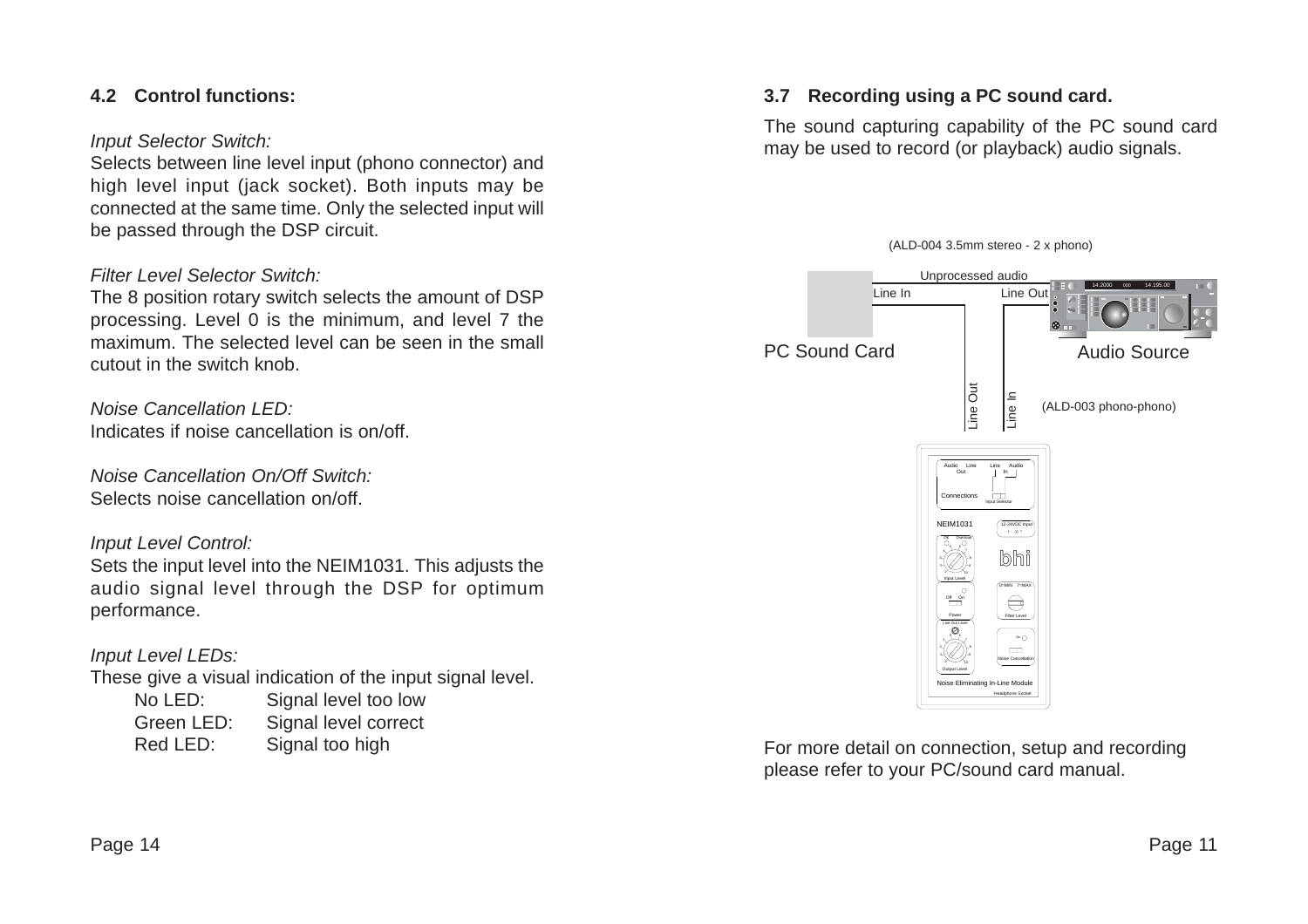## 4.2 Control functions:

*Input Selector Switch:*
Selects between line level input (phono connector) and high level input (jack socket). Both inputs may be connected at the same time. Only the selected input will be passed through the DSP circuit.

*Filter Level Selector Switch:*
The 8 position rotary switch selects the amount of DSP processing. Level 0 is the minimum, and level 7 the maximum. The selected level can be seen in the small cutout in the switch knob.

*Noise Cancellation LED:*
Indicates if noise cancellation is on/off.

*Noise Cancellation On/Off Switch:*
Selects noise cancellation on/off.

*Input Level Control:*
Sets the input level into the NEIM1031. This adjusts the audio signal level through the DSP for optimum performance.

*Input Level LEDs:*
These give a visual indication of the input signal level.

| | |
|---|---|
| No LED: | Signal level too low |
| Green LED: | Signal level correct |
| Red LED: | Signal too high |

## 3.7 Recording using a PC sound card.

The sound capturing capability of the PC sound card may be used to record (or playback) audio signals.

(ALD-004 3.5mm stereo - 2 x phono)

Unprocessed audio

Line In

Line Out

PC Sound Card

Audio Source

Line Out

Line In

(ALD-003 phono-phono)

For more detail on connection, setup and recording please refer to your PC/sound card manual.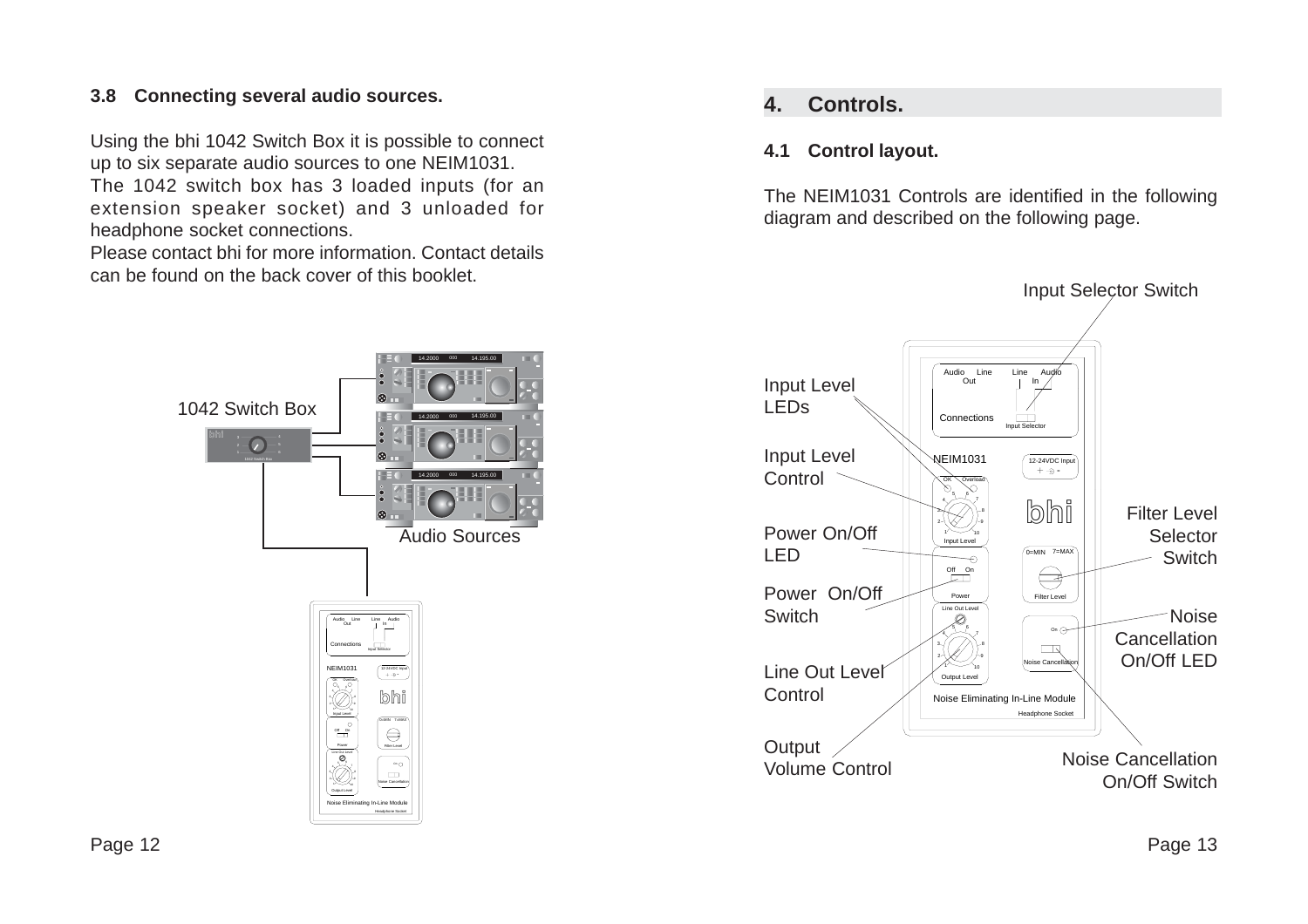### 3.8 Connecting several audio sources.

Using the bhi 1042 Switch Box it is possible to connect up to six separate audio sources to one NEIM1031.
The 1042 switch box has 3 loaded inputs (for an extension speaker socket) and 3 unloaded for headphone socket connections.
Please contact bhi for more information. Contact details can be found on the back cover of this booklet.

1042 Switch Box

Audio Sources

## 4. Controls.

### 4.1 Control layout.

The NEIM1031 Controls are identified in the following diagram and described on the following page.

Input Selector Switch

Input Level LEDs

Input Level Control

Power On/Off LED

Power On/Off Switch

Line Out Level Control

Output Volume Control

Filter Level Selector Switch

Noise Cancellation On/Off LED

Noise Cancellation On/Off Switch